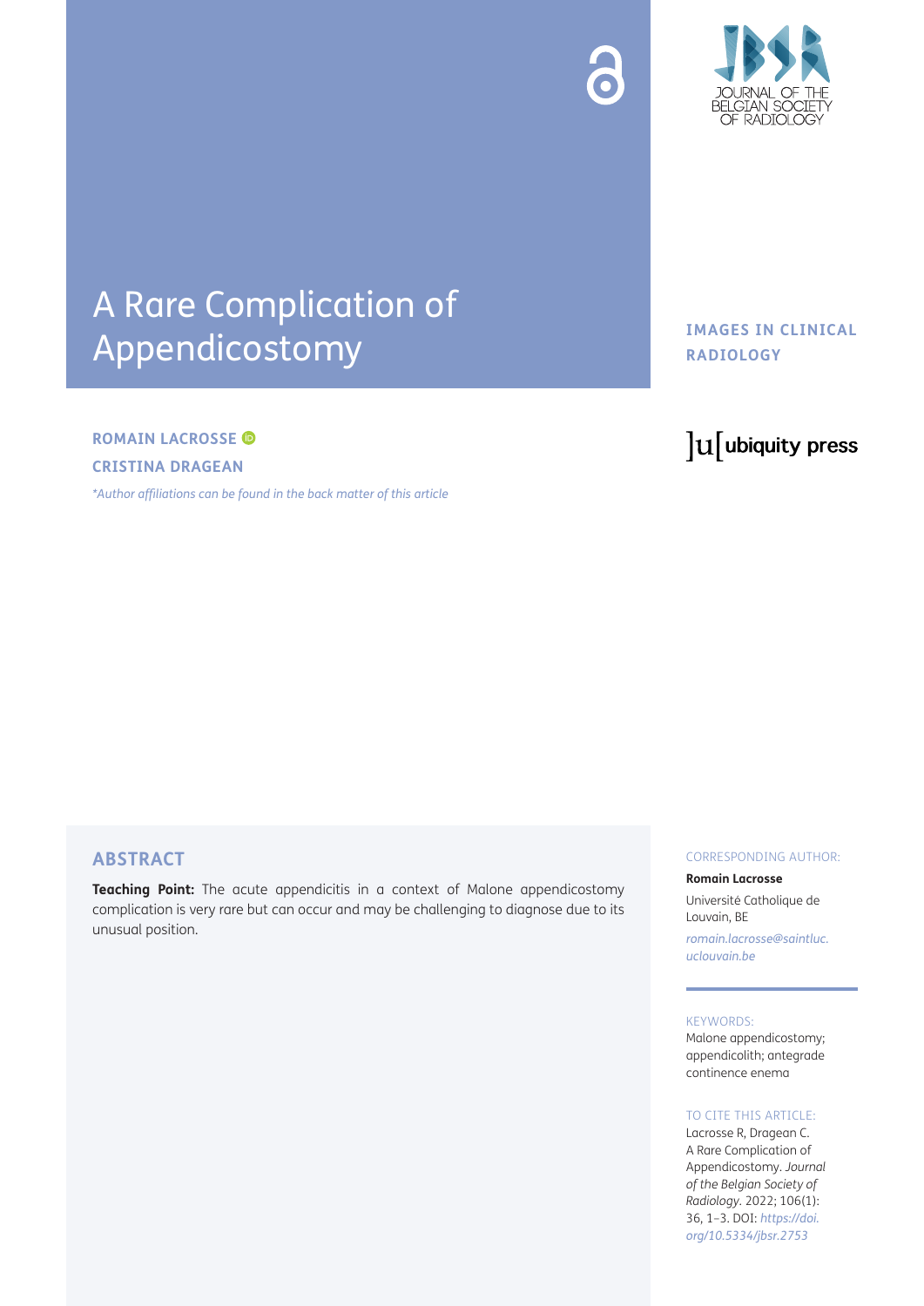# A Rare Complication of Appendicostomy

**IMAGES IN CLINICAL RADIOLOGY**

**ROMAIN LACROSSE**

**CRISTINA DRAGEAN**

*\*Author affiliations can be found in the back matter of this article*

## ABSTRACT

**Teaching Point:** The acute appendicitis in a context of Malone appendicostomy complication is very rare but can occur and may be challenging to diagnose due to its unusual position.

CORRESPONDING AUTHOR:

**Romain Lacrosse**

Université Catholique de Louvain, BE

*romain.lacrosse@saintluc.uclouvain.be*

KEYWORDS:

Malone appendicostomy; appendicolith; antegrade continence enema

TO CITE THIS ARTICLE:

Lacrosse R, Dragean C. A Rare Complication of Appendicostomy. *Journal of the Belgian Society of Radiology*. 2022; 106(1): 36, 1–3. DOI: *https://doi.org/10.5334/jbsr.2753*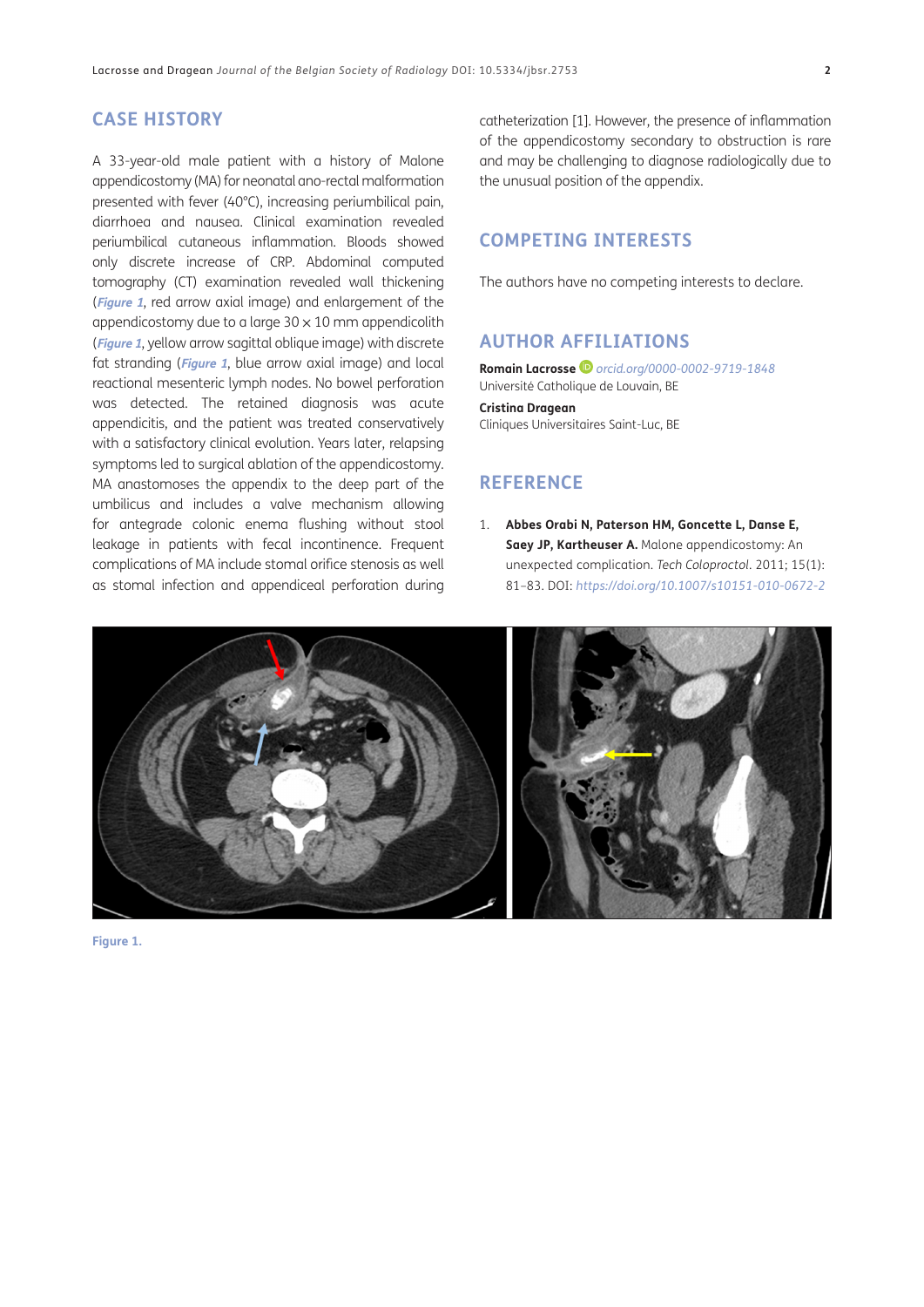## CASE HISTORY

A 33-year-old male patient with a history of Malone appendicostomy (MA) for neonatal ano-rectal malformation presented with fever (40°C), increasing periumbilical pain, diarrhoea and nausea. Clinical examination revealed periumbilical cutaneous inflammation. Bloods showed only discrete increase of CRP. Abdominal computed tomography (CT) examination revealed wall thickening (***Figure 1***, red arrow axial image) and enlargement of the appendicostomy due to a large 30 × 10 mm appendicolith (***Figure 1***, yellow arrow sagittal oblique image) with discrete fat stranding (***Figure 1***, blue arrow axial image) and local reactional mesenteric lymph nodes. No bowel perforation was detected. The retained diagnosis was acute appendicitis, and the patient was treated conservatively with a satisfactory clinical evolution. Years later, relapsing symptoms led to surgical ablation of the appendicostomy. MA anastomoses the appendix to the deep part of the umbilicus and includes a valve mechanism allowing for antegrade colonic enema flushing without stool leakage in patients with fecal incontinence. Frequent complications of MA include stomal orifice stenosis as well as stomal infection and appendiceal perforation during catheterization [1]. However, the presence of inflammation of the appendicostomy secondary to obstruction is rare and may be challenging to diagnose radiologically due to the unusual position of the appendix.

## COMPETING INTERESTS

The authors have no competing interests to declare.

## AUTHOR AFFILIATIONS

**Romain Lacrosse** *orcid.org/0000-0002-9719-1848*
Université Catholique de Louvain, BE

**Cristina Dragean**
Cliniques Universitaires Saint-Luc, BE

## REFERENCE

1. **Abbes Orabi N, Paterson HM, Goncette L, Danse E, Saey JP, Kartheuser A.** Malone appendicostomy: An unexpected complication. *Tech Coloproctol*. 2011; 15(1): 81–83. DOI: *https://doi.org/10.1007/s10151-010-0672-2*

Figure 1.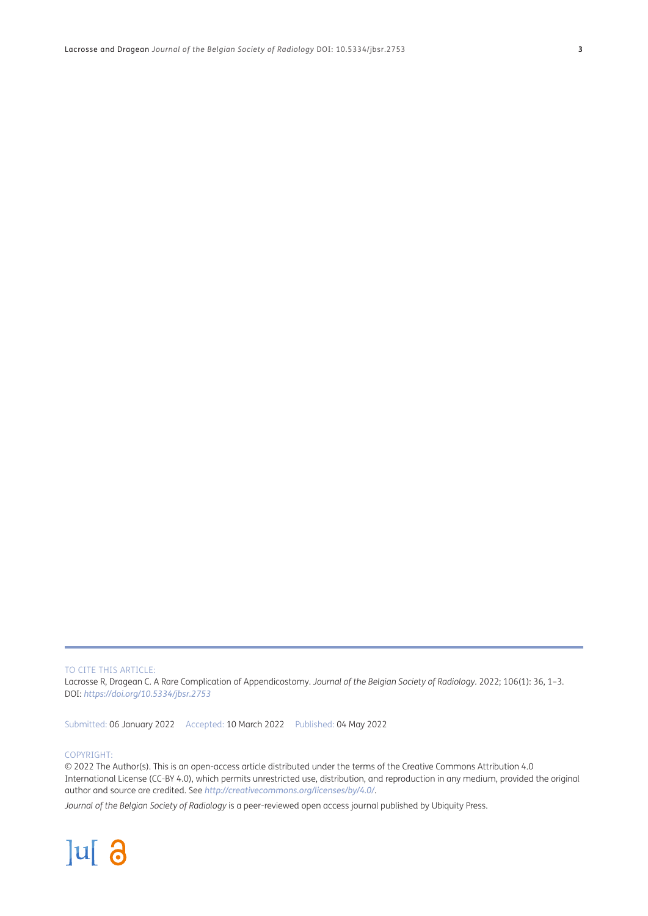TO CITE THIS ARTICLE:

Lacrosse R, Dragean C. A Rare Complication of Appendicostomy. *Journal of the Belgian Society of Radiology*. 2022; 106(1): 36, 1–3. DOI: *https://doi.org/10.5334/jbsr.2753*

Submitted: 06 January 2022 Accepted: 10 March 2022 Published: 04 May 2022

COPYRIGHT:

© 2022 The Author(s). This is an open-access article distributed under the terms of the Creative Commons Attribution 4.0 International License (CC-BY 4.0), which permits unrestricted use, distribution, and reproduction in any medium, provided the original author and source are credited. See *http://creativecommons.org/licenses/by/4.0/*.

*Journal of the Belgian Society of Radiology* is a peer-reviewed open access journal published by Ubiquity Press.